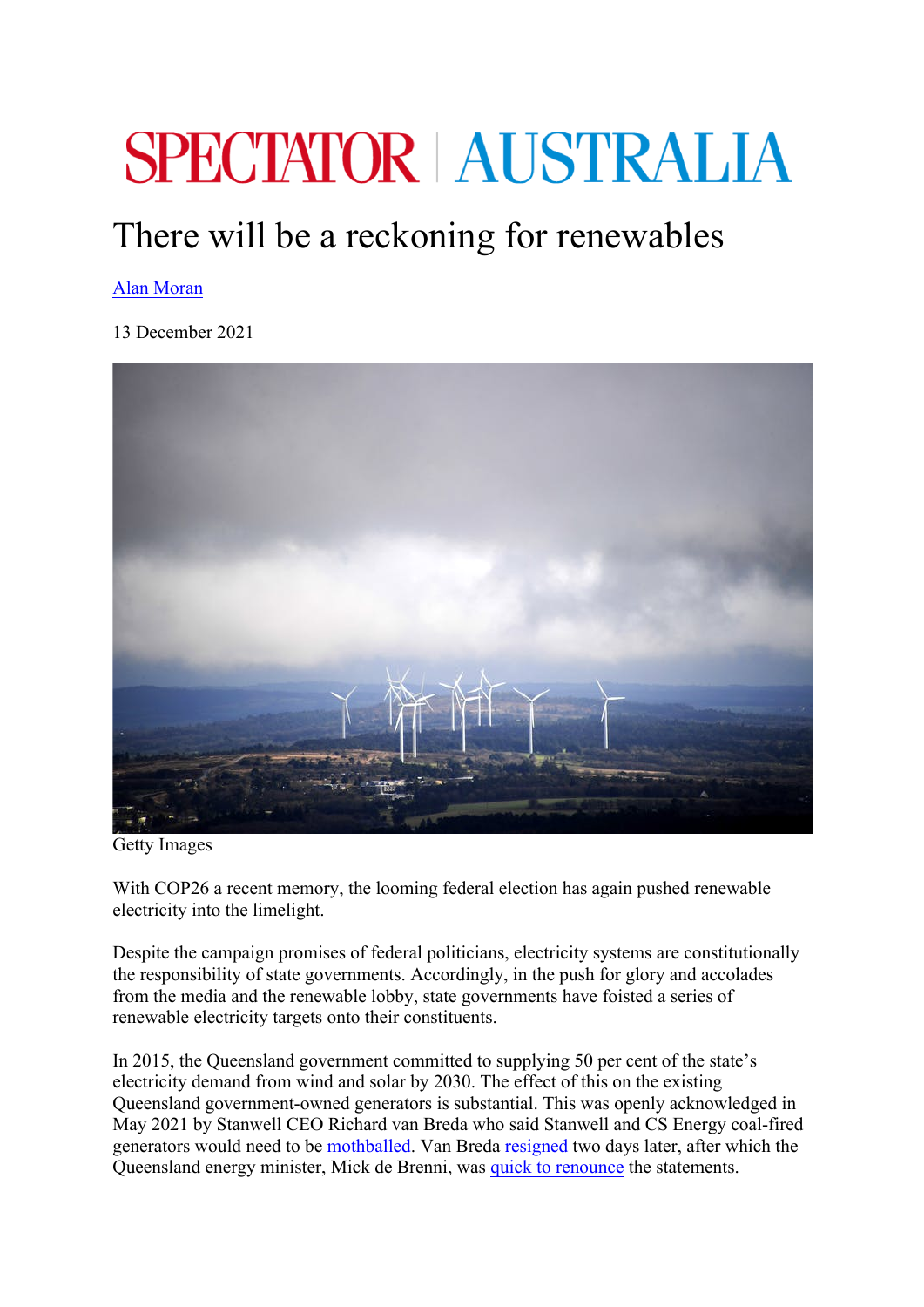# SPECTATOR | AUSTRALIA

## There will be a reckoning for renewables

Alan Moran

13 December 2021

Getty Images

With COP26 a recent memory, the looming federal election has again pushed renewable electricity into the limelight.

Despite the campaign promises of federal politicians, electricity systems are constitutionally the responsibility of state governments. Accordingly, in the push for glory and accolades from the media and the renewable lobby, state governments have foisted a series of renewable electricity targets onto their constituents.

In 2015, the Queensland government committed to supplying 50 per cent of the state's electricity demand from wind and solar by 2030. The effect of this on the existing Queensland government-owned generators is substantial. This was openly acknowledged in May 2021 by Stanwell CEO Richard van Breda who said Stanwell and CS Energy coal-fired generators would need to be mothballed. Van Breda resigned two days later, after which the Queensland energy minister, Mick de Brenni, was quick to renounce the statements.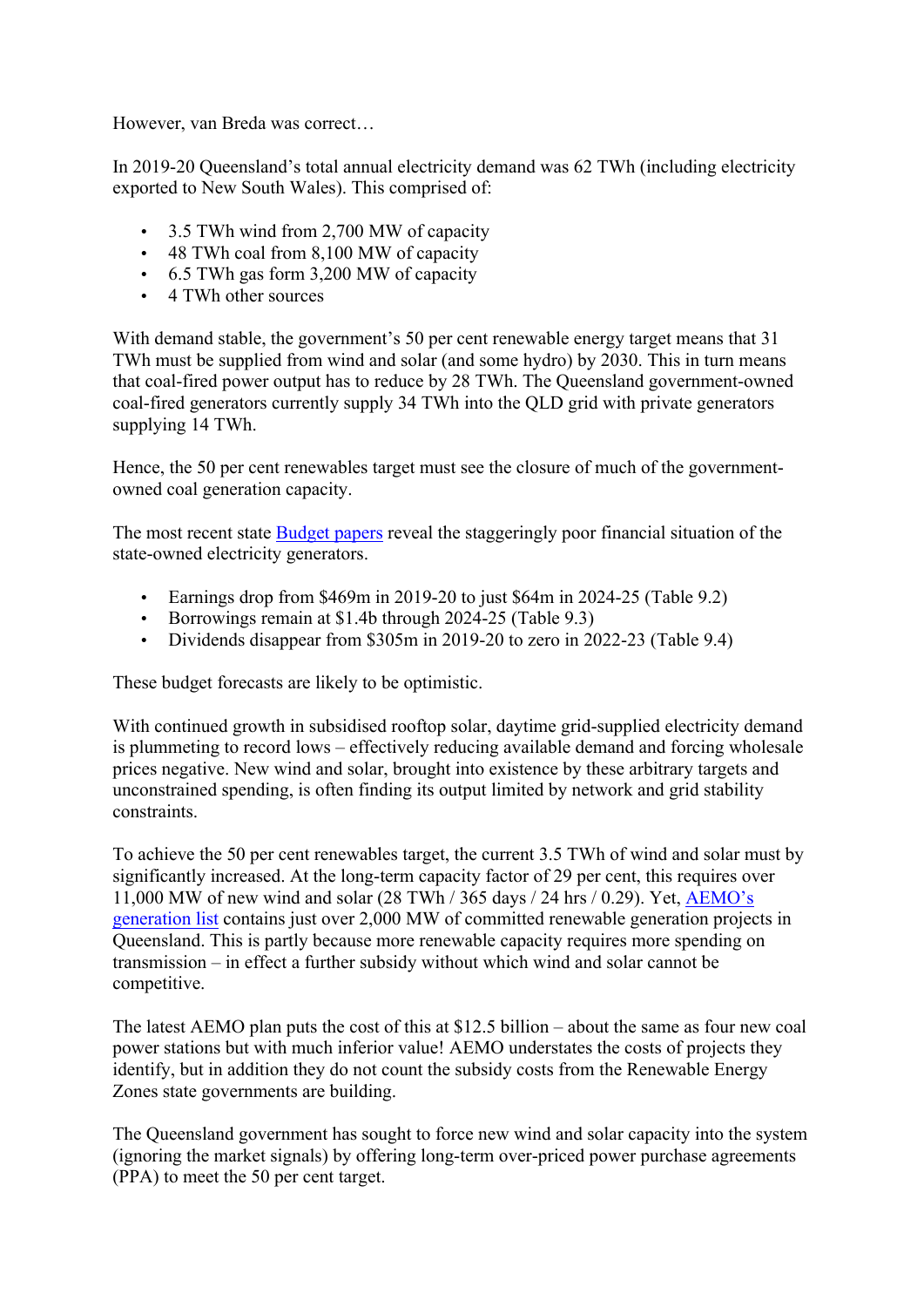However, van Breda was correct…

In 2019-20 Queensland's total annual electricity demand was 62 TWh (including electricity exported to New South Wales). This comprised of:

- 3.5 TWh wind from 2,700 MW of capacity
- 48 TWh coal from 8,100 MW of capacity
- 6.5 TWh gas form 3,200 MW of capacity
- 4 TWh other sources

With demand stable, the government's 50 per cent renewable energy target means that 31 TWh must be supplied from wind and solar (and some hydro) by 2030. This in turn means that coal-fired power output has to reduce by 28 TWh. The Queensland government-owned coal-fired generators currently supply 34 TWh into the QLD grid with private generators supplying 14 TWh.

Hence, the 50 per cent renewables target must see the closure of much of the government-owned coal generation capacity.

The most recent state [Budget papers] reveal the staggeringly poor financial situation of the state-owned electricity generators.

- Earnings drop from $469m in 2019-20 to just $64m in 2024-25 (Table 9.2)
- Borrowings remain at $1.4b through 2024-25 (Table 9.3)
- Dividends disappear from $305m in 2019-20 to zero in 2022-23 (Table 9.4)

These budget forecasts are likely to be optimistic.

With continued growth in subsidised rooftop solar, daytime grid-supplied electricity demand is plummeting to record lows – effectively reducing available demand and forcing wholesale prices negative. New wind and solar, brought into existence by these arbitrary targets and unconstrained spending, is often finding its output limited by network and grid stability constraints.

To achieve the 50 per cent renewables target, the current 3.5 TWh of wind and solar must by significantly increased. At the long-term capacity factor of 29 per cent, this requires over 11,000 MW of new wind and solar (28 TWh / 365 days / 24 hrs / 0.29). Yet, [AEMO's generation list] contains just over 2,000 MW of committed renewable generation projects in Queensland. This is partly because more renewable capacity requires more spending on transmission – in effect a further subsidy without which wind and solar cannot be competitive.

The latest AEMO plan puts the cost of this at $12.5 billion – about the same as four new coal power stations but with much inferior value! AEMO understates the costs of projects they identify, but in addition they do not count the subsidy costs from the Renewable Energy Zones state governments are building.

The Queensland government has sought to force new wind and solar capacity into the system (ignoring the market signals) by offering long-term over-priced power purchase agreements (PPA) to meet the 50 per cent target.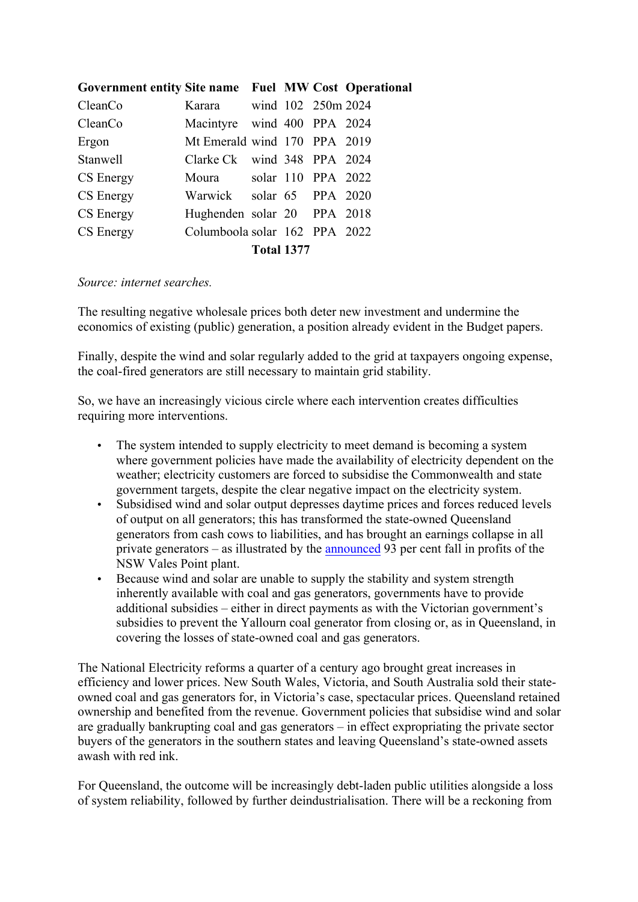| Government entity | Site name | Fuel | MW | Cost | Operational |
|---|---|---|---|---|---|
| CleanCo | Karara | wind | 102 | 250m | 2024 |
| CleanCo | Macintyre | wind | 400 | PPA | 2024 |
| Ergon | Mt Emerald | wind | 170 | PPA | 2019 |
| Stanwell | Clarke Ck | wind | 348 | PPA | 2024 |
| CS Energy | Moura | solar | 110 | PPA | 2022 |
| CS Energy | Warwick | solar | 65 | PPA | 2020 |
| CS Energy | Hughenden | solar | 20 | PPA | 2018 |
| CS Energy | Columboola | solar | 162 | PPA | 2022 |
| | | **Total** | **1377** | | |

*Source: internet searches.*

The resulting negative wholesale prices both deter new investment and undermine the economics of existing (public) generation, a position already evident in the Budget papers.

Finally, despite the wind and solar regularly added to the grid at taxpayers ongoing expense, the coal-fired generators are still necessary to maintain grid stability.

So, we have an increasingly vicious circle where each intervention creates difficulties requiring more interventions.

- The system intended to supply electricity to meet demand is becoming a system where government policies have made the availability of electricity dependent on the weather; electricity customers are forced to subsidise the Commonwealth and state government targets, despite the clear negative impact on the electricity system.
- Subsidised wind and solar output depresses daytime prices and forces reduced levels of output on all generators; this has transformed the state-owned Queensland generators from cash cows to liabilities, and has brought an earnings collapse in all private generators – as illustrated by the announced 93 per cent fall in profits of the NSW Vales Point plant.
- Because wind and solar are unable to supply the stability and system strength inherently available with coal and gas generators, governments have to provide additional subsidies – either in direct payments as with the Victorian government's subsidies to prevent the Yallourn coal generator from closing or, as in Queensland, in covering the losses of state-owned coal and gas generators.

The National Electricity reforms a quarter of a century ago brought great increases in efficiency and lower prices. New South Wales, Victoria, and South Australia sold their state-owned coal and gas generators for, in Victoria's case, spectacular prices. Queensland retained ownership and benefited from the revenue. Government policies that subsidise wind and solar are gradually bankrupting coal and gas generators – in effect expropriating the private sector buyers of the generators in the southern states and leaving Queensland's state-owned assets awash with red ink.

For Queensland, the outcome will be increasingly debt-laden public utilities alongside a loss of system reliability, followed by further deindustrialisation. There will be a reckoning from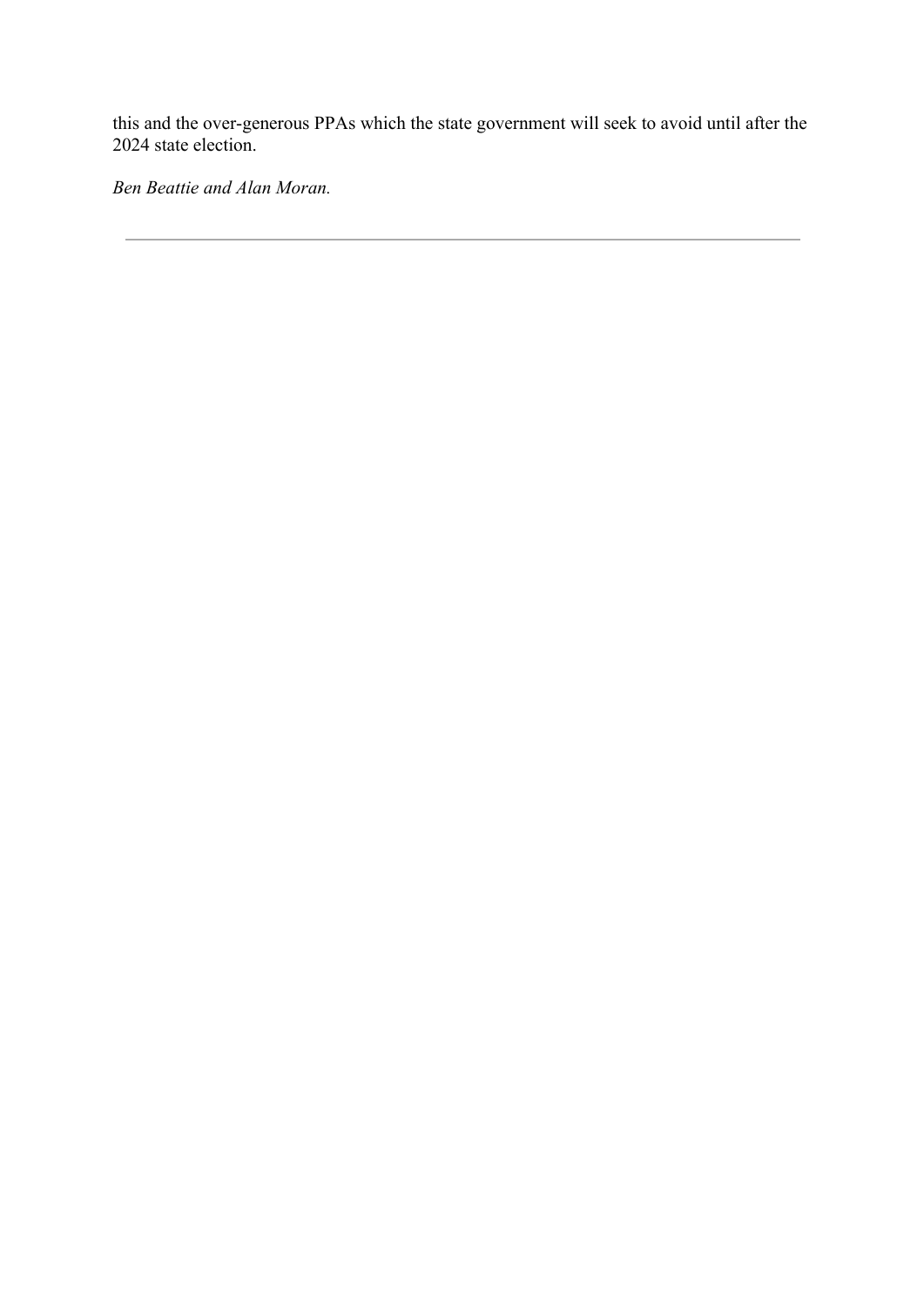this and the over-generous PPAs which the state government will seek to avoid until after the 2024 state election.

*Ben Beattie and Alan Moran.*

---